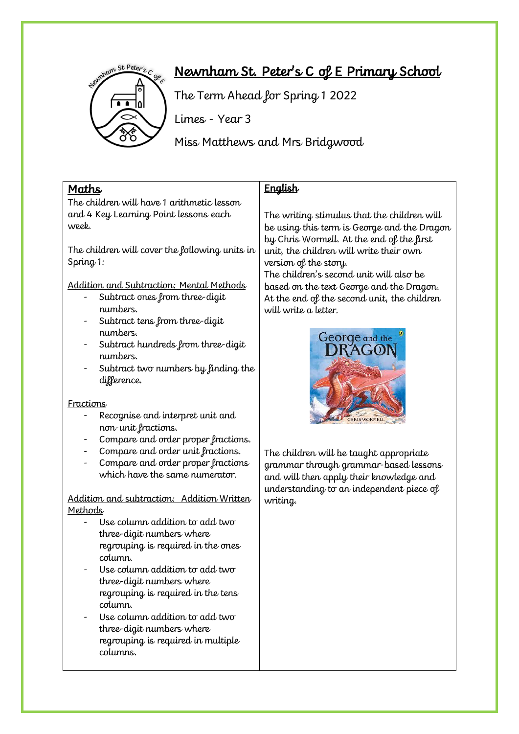# Newnham St. Peter's C of E Primary School

The Term Ahead for Spring 1 2022

Limes - Year 3

Miss Matthews and Mrs Bridgwood

## Maths

The children will have 1 arithmetic lesson and 4 Key Learning Point lessons each week.

The children will cover the following units in Spring 1:

Addition and Subtraction: Mental Methods

- Subtract ones from three-digit numbers.
- Subtract tens from three-digit numbers.
- Subtract hundreds from three-digit numbers.
- Subtract two numbers by finding the difference.

Fractions

- Recognise and interpret unit and non-unit fractions.
- Compare and order proper fractions.
- Compare and order unit fractions.
- Compare and order proper fractions which have the same numerator.

Addition and subtraction: Addition Written Methods

- Use column addition to add two three-digit numbers where regrouping is required in the ones column.
- Use column addition to add two three-digit numbers where regrouping is required in the tens column.
- Use column addition to add two three-digit numbers where regrouping is required in multiple columns.

## English

The writing stimulus that the children will be using this term is George and the Dragon by Chris Wormell. At the end of the first unit, the children will write their own version of the story.

The children's second unit will also be based on the text George and the Dragon. At the end of the second unit, the children will write a letter.

The children will be taught appropriate grammar through grammar-based lessons and will then apply their knowledge and understanding to an independent piece of writing.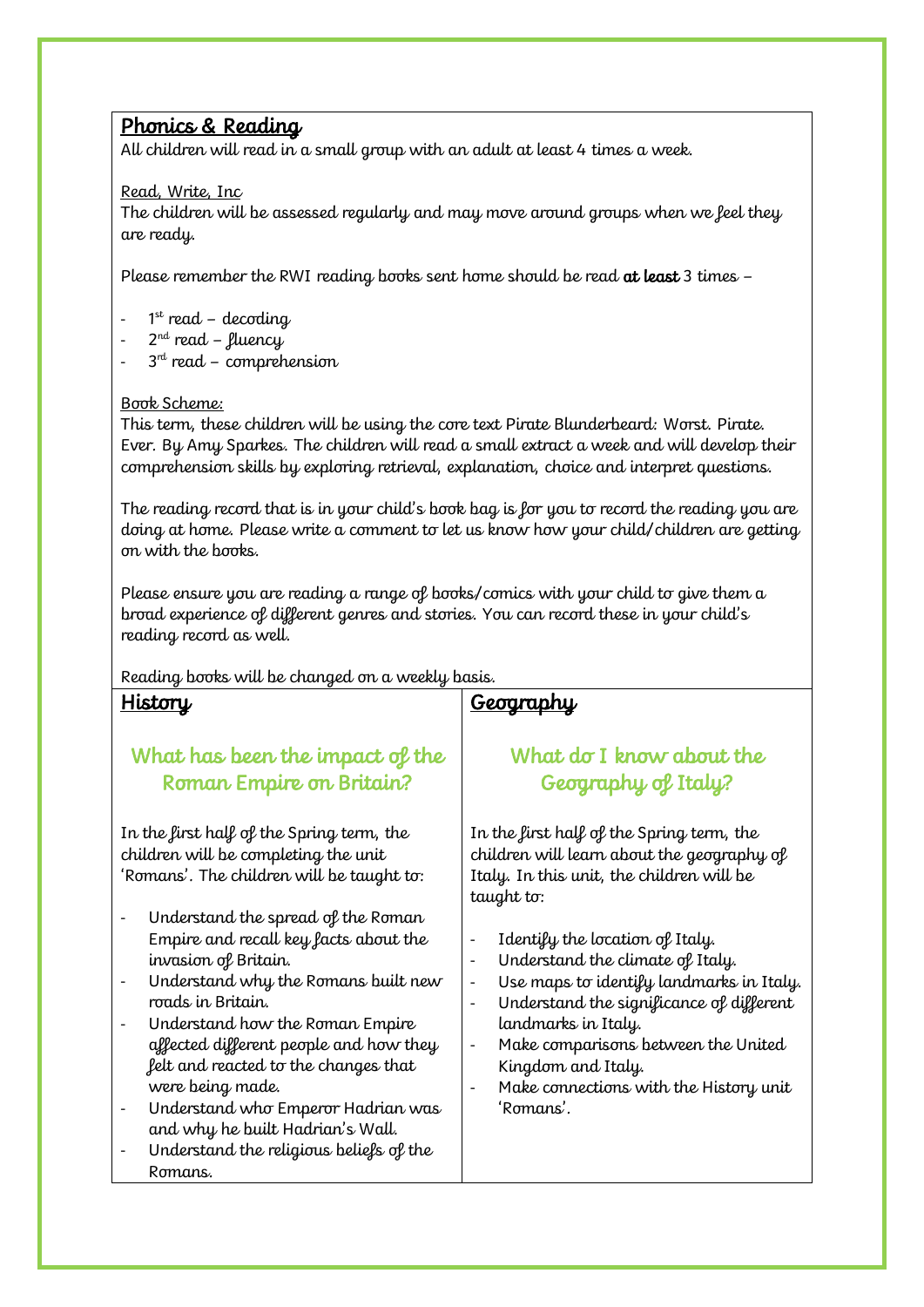## Phonics & Reading

All children will read in a small group with an adult at least 4 times a week.

Read, Write, Inc

The children will be assessed regularly and may move around groups when we feel they are ready.

Please remember the RWI reading books sent home should be read **at least** 3 times –

- 1st read – decoding
- 2nd read – fluency
- 3rd read – comprehension

Book Scheme:

This term, these children will be using the core text Pirate Blunderbeard: Worst. Pirate. Ever. By Amy Sparkes. The children will read a small extract a week and will develop their comprehension skills by exploring retrieval, explanation, choice and interpret questions.

The reading record that is in your child's book bag is for you to record the reading you are doing at home. Please write a comment to let us know how your child/children are getting on with the books.

Please ensure you are reading a range of books/comics with your child to give them a broad experience of different genres and stories. You can record these in your child's reading record as well.

Reading books will be changed on a weekly basis.

## History

### What has been the impact of the Roman Empire on Britain?

In the first half of the Spring term, the children will be completing the unit 'Romans'. The children will be taught to:

- Understand the spread of the Roman Empire and recall key facts about the invasion of Britain.
- Understand why the Romans built new roads in Britain.
- Understand how the Roman Empire affected different people and how they felt and reacted to the changes that were being made.
- Understand who Emperor Hadrian was and why he built Hadrian's Wall.
- Understand the religious beliefs of the Romans.

## Geography

### What do I know about the Geography of Italy?

In the first half of the Spring term, the children will learn about the geography of Italy. In this unit, the children will be taught to:

- Identify the location of Italy.
- Understand the climate of Italy.
- Use maps to identify landmarks in Italy.
- Understand the significance of different landmarks in Italy.
- Make comparisons between the United Kingdom and Italy.
- Make connections with the History unit 'Romans'.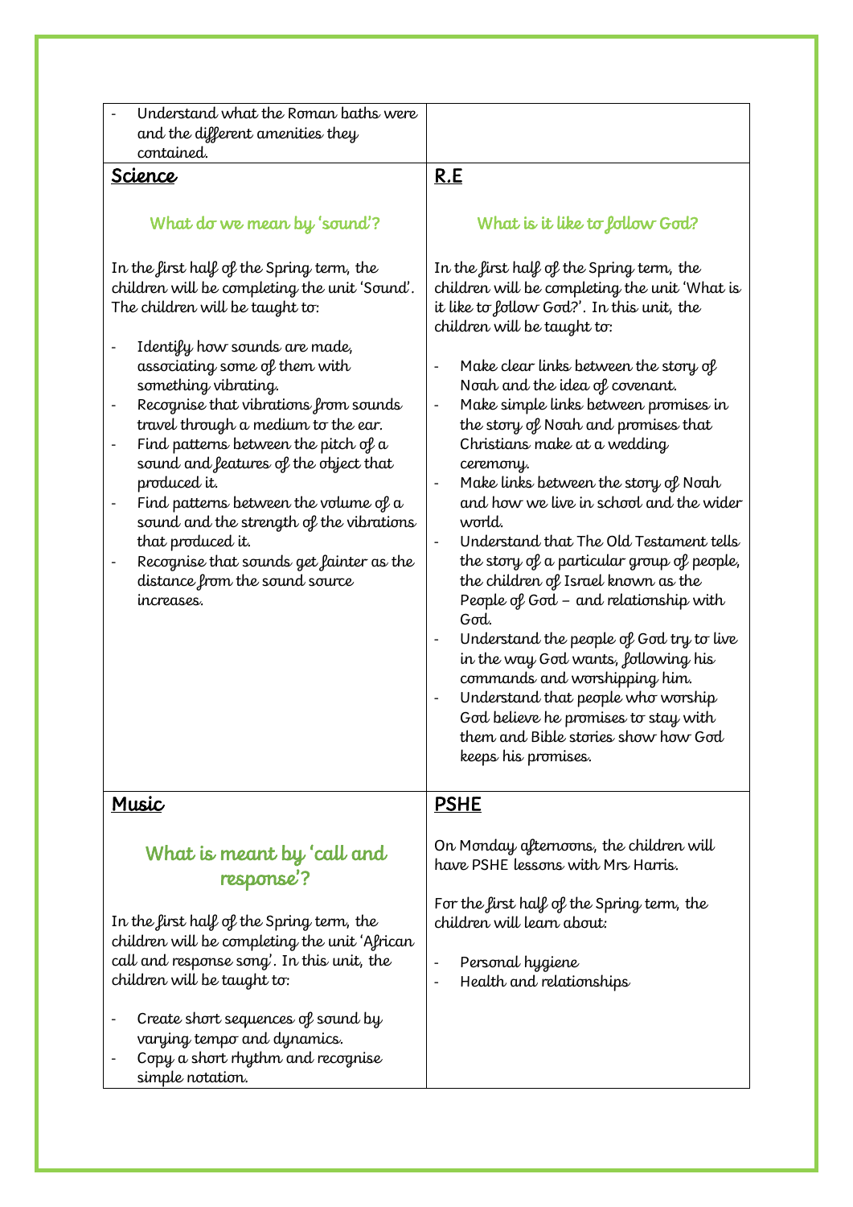- Understand what the Roman baths were and the different amenities they contained.

## Science

### What do we mean by 'sound'?

In the first half of the Spring term, the children will be completing the unit 'Sound'. The children will be taught to:

- Identify how sounds are made, associating some of them with something vibrating.
- Recognise that vibrations from sounds travel through a medium to the ear.
- Find patterns between the pitch of a sound and features of the object that produced it.
- Find patterns between the volume of a sound and the strength of the vibrations that produced it.
- Recognise that sounds get fainter as the distance from the sound source increases.

## R.E

### What is it like to follow God?

In the first half of the Spring term, the children will be completing the unit 'What is it like to follow God?'. In this unit, the children will be taught to:

- Make clear links between the story of Noah and the idea of covenant.
- Make simple links between promises in the story of Noah and promises that Christians make at a wedding ceremony.
- Make links between the story of Noah and how we live in school and the wider world.
- Understand that The Old Testament tells the story of a particular group of people, the children of Israel known as the People of God – and relationship with God.
- Understand the people of God try to live in the way God wants, following his commands and worshipping him.
- Understand that people who worship God believe he promises to stay with them and Bible stories show how God keeps his promises.

## Music

### What is meant by 'call and response'?

In the first half of the Spring term, the children will be completing the unit 'African call and response song'. In this unit, the children will be taught to:

- Create short sequences of sound by varying tempo and dynamics.
- Copy a short rhythm and recognise simple notation.

## PSHE

On Monday afternoons, the children will have PSHE lessons with Mrs Harris.

For the first half of the Spring term, the children will learn about:

- Personal hygiene
- Health and relationships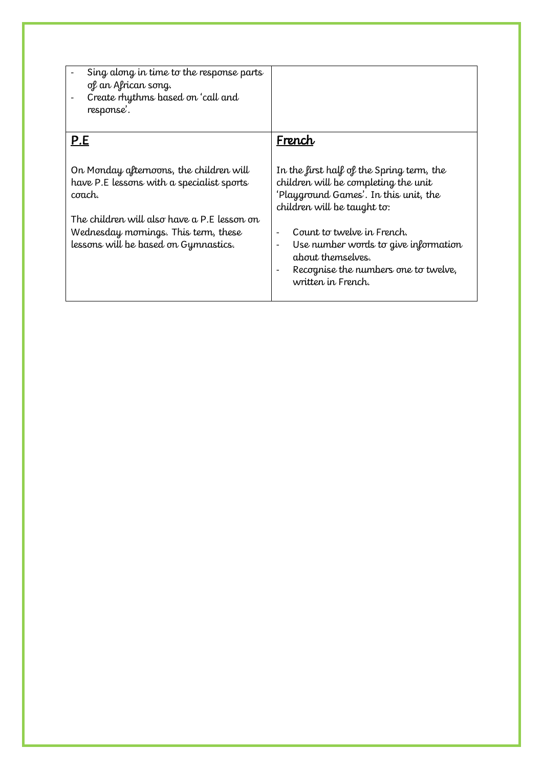- Sing along in time to the response parts of an African song.
- Create rhythms based on 'call and response'.

## P.E

On Monday afternoons, the children will have P.E lessons with a specialist sports coach.

The children will also have a P.E lesson on Wednesday mornings. This term, these lessons will be based on Gymnastics.

## French

In the first half of the Spring term, the children will be completing the unit 'Playground Games'. In this unit, the children will be taught to:

- Count to twelve in French.
- Use number words to give information about themselves.
- Recognise the numbers one to twelve, written in French.